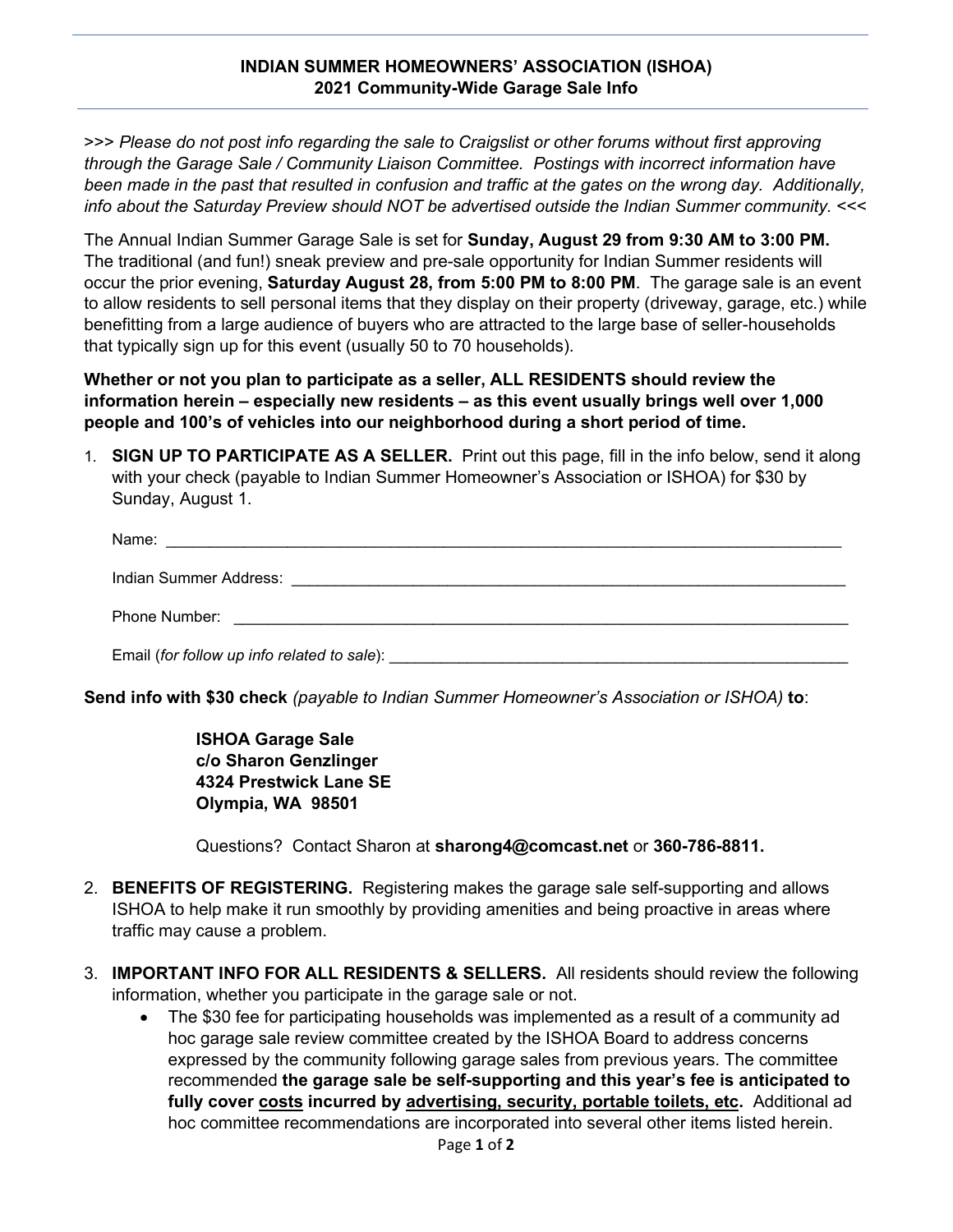# INDIAN SUMMER HOMEOWNERS' ASSOCIATION (ISHOA)
## 2021 Community-Wide Garage Sale Info

>>> *Please do not post info regarding the sale to Craigslist or other forums without first approving through the Garage Sale / Community Liaison Committee. Postings with incorrect information have been made in the past that resulted in confusion and traffic at the gates on the wrong day. Additionally, info about the Saturday Preview should NOT be advertised outside the Indian Summer community.* <<<

The Annual Indian Summer Garage Sale is set for **Sunday, August 29 from 9:30 AM to 3:00 PM.** The traditional (and fun!) sneak preview and pre-sale opportunity for Indian Summer residents will occur the prior evening, **Saturday August 28, from 5:00 PM to 8:00 PM**. The garage sale is an event to allow residents to sell personal items that they display on their property (driveway, garage, etc.) while benefitting from a large audience of buyers who are attracted to the large base of seller-households that typically sign up for this event (usually 50 to 70 households).

**Whether or not you plan to participate as a seller, ALL RESIDENTS should review the information herein – especially new residents – as this event usually brings well over 1,000 people and 100's of vehicles into our neighborhood during a short period of time.**

1. **SIGN UP TO PARTICIPATE AS A SELLER.** Print out this page, fill in the info below, send it along with your check (payable to Indian Summer Homeowner's Association or ISHOA) for $30 by Sunday, August 1.

   Name: ______________________________________________

   Indian Summer Address: ______________________________________________

   Phone Number: ______________________________________________

   Email (*for follow up info related to sale*): ______________________________________________

**Send info with $30 check** *(payable to Indian Summer Homeowner's Association or ISHOA)* **to**:

> **ISHOA Garage Sale**
> **c/o Sharon Genzlinger**
> **4324 Prestwick Lane SE**
> **Olympia, WA 98501**
>
> Questions? Contact Sharon at **sharong4@comcast.net** or **360-786-8811.**

2. **BENEFITS OF REGISTERING.** Registering makes the garage sale self-supporting and allows ISHOA to help make it run smoothly by providing amenities and being proactive in areas where traffic may cause a problem.

3. **IMPORTANT INFO FOR ALL RESIDENTS & SELLERS.** All residents should review the following information, whether you participate in the garage sale or not.
   - The $30 fee for participating households was implemented as a result of a community ad hoc garage sale review committee created by the ISHOA Board to address concerns expressed by the community following garage sales from previous years. The committee recommended **the garage sale be self-supporting and this year's fee is anticipated to fully cover <u>costs</u> incurred by <u>advertising, security, portable toilets, etc</u>.** Additional ad hoc committee recommendations are incorporated into several other items listed herein.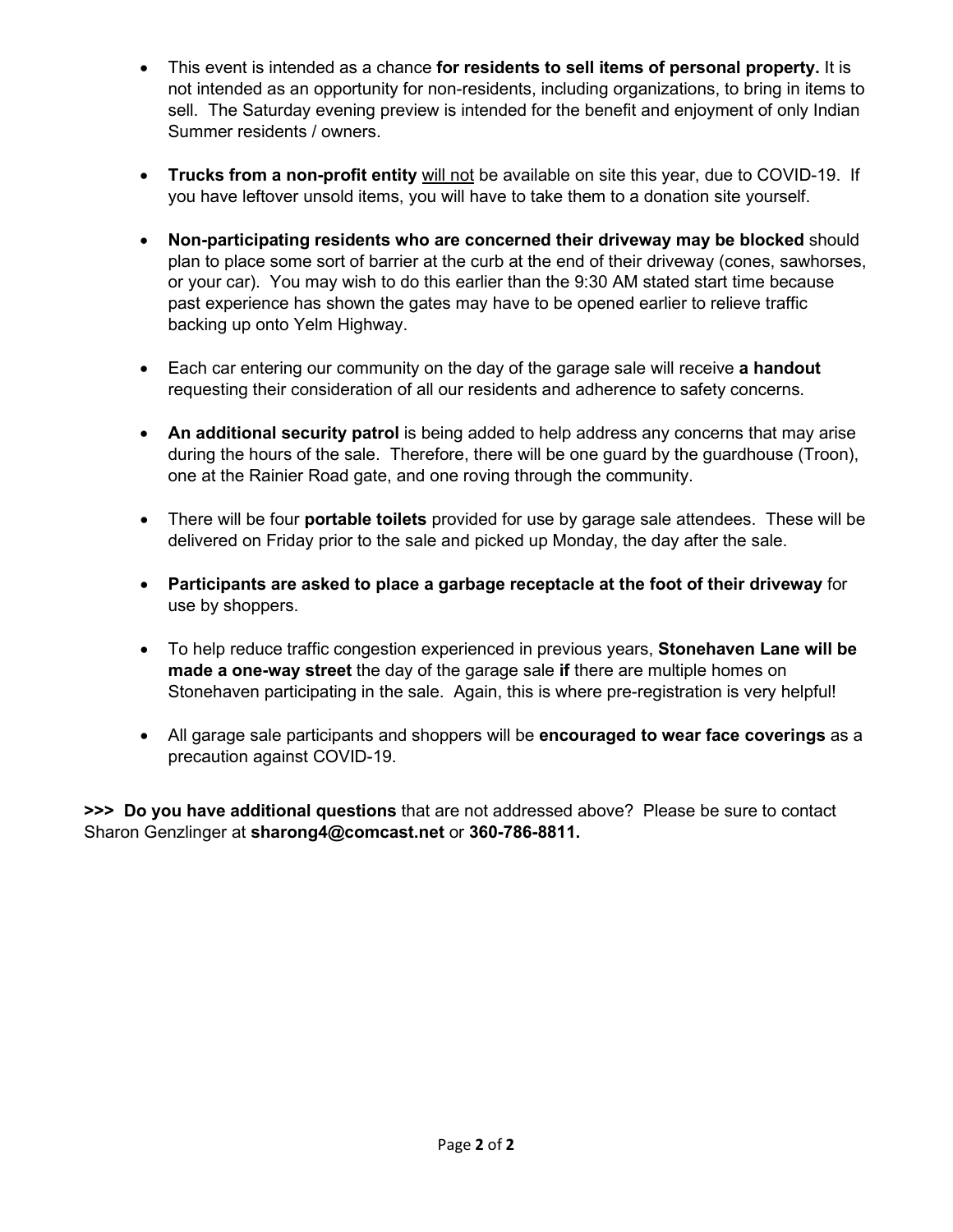- This event is intended as a chance **for residents to sell items of personal property.** It is not intended as an opportunity for non-residents, including organizations, to bring in items to sell. The Saturday evening preview is intended for the benefit and enjoyment of only Indian Summer residents / owners.

- **Trucks from a non-profit entity** <u>will not</u> be available on site this year, due to COVID-19. If you have leftover unsold items, you will have to take them to a donation site yourself.

- **Non-participating residents who are concerned their driveway may be blocked** should plan to place some sort of barrier at the curb at the end of their driveway (cones, sawhorses, or your car). You may wish to do this earlier than the 9:30 AM stated start time because past experience has shown the gates may have to be opened earlier to relieve traffic backing up onto Yelm Highway.

- Each car entering our community on the day of the garage sale will receive **a handout** requesting their consideration of all our residents and adherence to safety concerns.

- **An additional security patrol** is being added to help address any concerns that may arise during the hours of the sale. Therefore, there will be one guard by the guardhouse (Troon), one at the Rainier Road gate, and one roving through the community.

- There will be four **portable toilets** provided for use by garage sale attendees. These will be delivered on Friday prior to the sale and picked up Monday, the day after the sale.

- **Participants are asked to place a garbage receptacle at the foot of their driveway** for use by shoppers.

- To help reduce traffic congestion experienced in previous years, **Stonehaven Lane will be made a one-way street** the day of the garage sale **if** there are multiple homes on Stonehaven participating in the sale. Again, this is where pre-registration is very helpful!

- All garage sale participants and shoppers will be **encouraged to wear face coverings** as a precaution against COVID-19.

**>>> Do you have additional questions** that are not addressed above? Please be sure to contact Sharon Genzlinger at **sharong4@comcast.net** or **360-786-8811.**